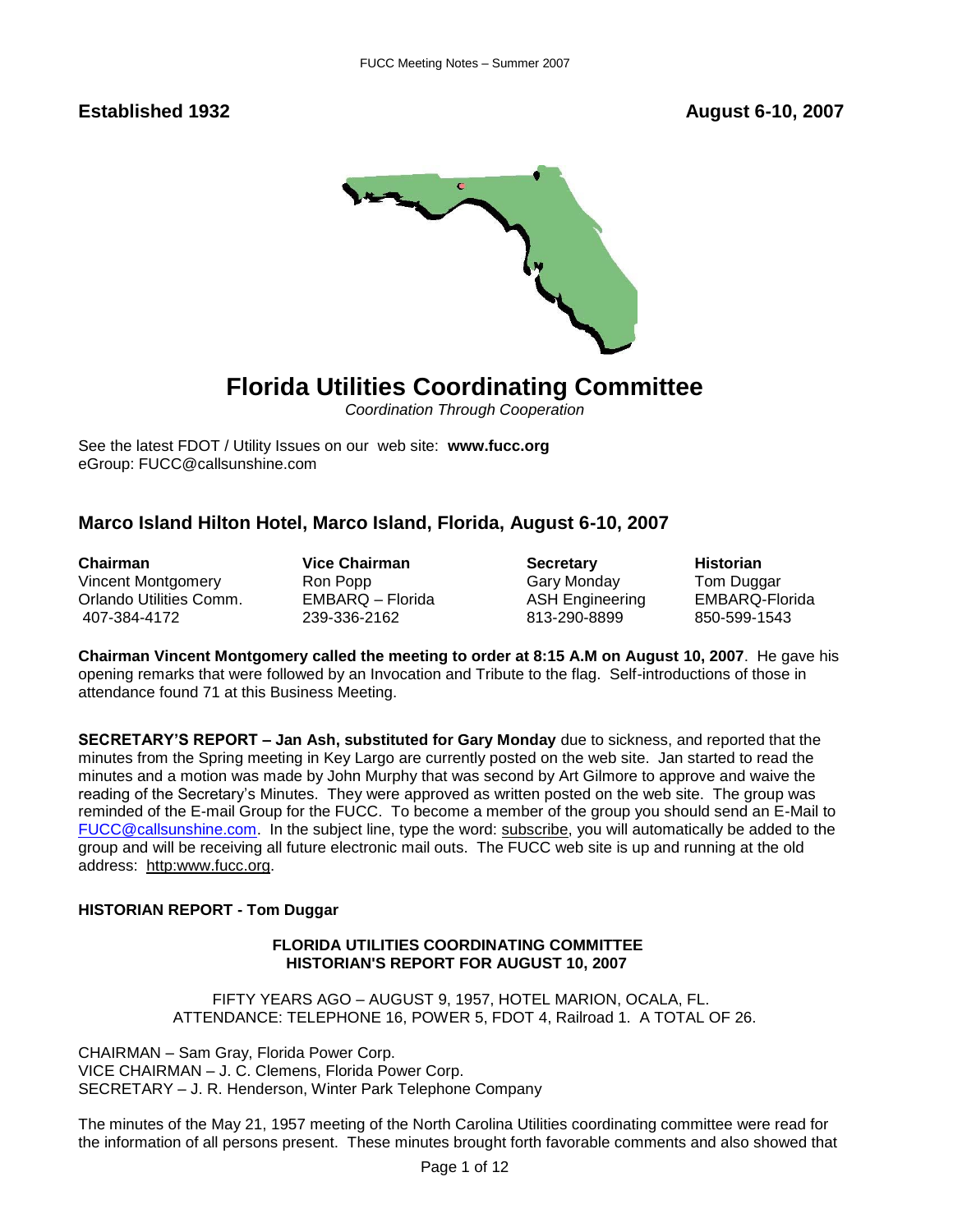**Established 1932** **August 6-10, 2007**

# Florida Utilities Coordinating Committee

*Coordination Through Cooperation*

See the latest FDOT / Utility Issues on our web site: **www.fucc.org**
eGroup: FUCC@callsunshine.com

## Marco Island Hilton Hotel, Marco Island, Florida, August 6-10, 2007

| **Chairman** | **Vice Chairman** | **Secretary** | **Historian** |
|---|---|---|---|
| Vincent Montgomery | Ron Popp | Gary Monday | Tom Duggar |
| Orlando Utilities Comm. | EMBARQ – Florida | ASH Engineering | EMBARQ-Florida |
| 407-384-4172 | 239-336-2162 | 813-290-8899 | 850-599-1543 |

**Chairman Vincent Montgomery called the meeting to order at 8:15 A.M on August 10, 2007**. He gave his opening remarks that were followed by an Invocation and Tribute to the flag. Self-introductions of those in attendance found 71 at this Business Meeting.

**SECRETARY'S REPORT – Jan Ash, substituted for Gary Monday** due to sickness, and reported that the minutes from the Spring meeting in Key Largo are currently posted on the web site. Jan started to read the minutes and a motion was made by John Murphy that was second by Art Gilmore to approve and waive the reading of the Secretary's Minutes. They were approved as written posted on the web site. The group was reminded of the E-mail Group for the FUCC. To become a member of the group you should send an E-Mail to FUCC@callsunshine.com. In the subject line, type the word: subscribe, you will automatically be added to the group and will be receiving all future electronic mail outs. The FUCC web site is up and running at the old address: http:www.fucc.org.

**HISTORIAN REPORT - Tom Duggar**

**FLORIDA UTILITIES COORDINATING COMMITTEE**
**HISTORIAN'S REPORT FOR AUGUST 10, 2007**

FIFTY YEARS AGO – AUGUST 9, 1957, HOTEL MARION, OCALA, FL.
ATTENDANCE: TELEPHONE 16, POWER 5, FDOT 4, Railroad 1. A TOTAL OF 26.

CHAIRMAN – Sam Gray, Florida Power Corp.
VICE CHAIRMAN – J. C. Clemens, Florida Power Corp.
SECRETARY – J. R. Henderson, Winter Park Telephone Company

The minutes of the May 21, 1957 meeting of the North Carolina Utilities coordinating committee were read for the information of all persons present. These minutes brought forth favorable comments and also showed that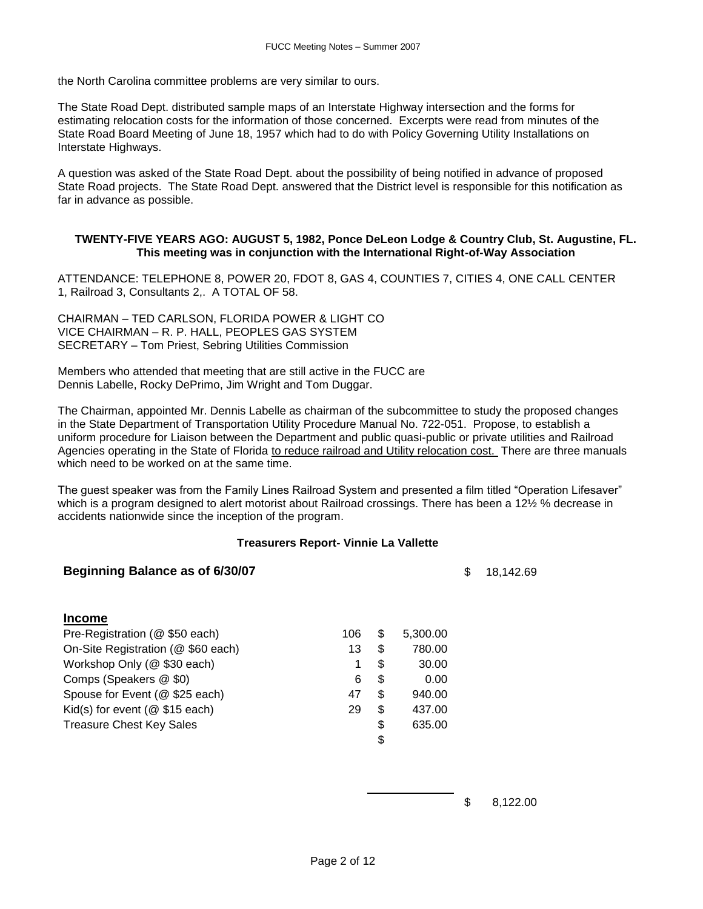the North Carolina committee problems are very similar to ours.

The State Road Dept. distributed sample maps of an Interstate Highway intersection and the forms for estimating relocation costs for the information of those concerned. Excerpts were read from minutes of the State Road Board Meeting of June 18, 1957 which had to do with Policy Governing Utility Installations on Interstate Highways.

A question was asked of the State Road Dept. about the possibility of being notified in advance of proposed State Road projects. The State Road Dept. answered that the District level is responsible for this notification as far in advance as possible.

**TWENTY-FIVE YEARS AGO: AUGUST 5, 1982, Ponce DeLeon Lodge & Country Club, St. Augustine, FL. This meeting was in conjunction with the International Right-of-Way Association**

ATTENDANCE: TELEPHONE 8, POWER 20, FDOT 8, GAS 4, COUNTIES 7, CITIES 4, ONE CALL CENTER 1, Railroad 3, Consultants 2,. A TOTAL OF 58.

CHAIRMAN – TED CARLSON, FLORIDA POWER & LIGHT CO
VICE CHAIRMAN – R. P. HALL, PEOPLES GAS SYSTEM
SECRETARY – Tom Priest, Sebring Utilities Commission

Members who attended that meeting that are still active in the FUCC are
Dennis Labelle, Rocky DePrimo, Jim Wright and Tom Duggar.

The Chairman, appointed Mr. Dennis Labelle as chairman of the subcommittee to study the proposed changes in the State Department of Transportation Utility Procedure Manual No. 722-051. Propose, to establish a uniform procedure for Liaison between the Department and public quasi-public or private utilities and Railroad Agencies operating in the State of Florida <u>to reduce railroad and Utility relocation cost.</u> There are three manuals which need to be worked on at the same time.

The guest speaker was from the Family Lines Railroad System and presented a film titled "Operation Lifesaver" which is a program designed to alert motorist about Railroad crossings. There has been a 12½ % decrease in accidents nationwide since the inception of the program.

**Treasurers Report- Vinnie La Vallette**

| | | | |
|---|---|---|---|
| **Beginning Balance as of 6/30/07** | | | $ 18,142.69 |
| **Income** | | | |
| Pre-Registration (@ $50 each) | 106 | $ 5,300.00 | |
| On-Site Registration (@ $60 each) | 13 | $ 780.00 | |
| Workshop Only (@ $30 each) | 1 | $ 30.00 | |
| Comps (Speakers @ $0) | 6 | $ 0.00 | |
| Spouse for Event (@ $25 each) | 47 | $ 940.00 | |
| Kid(s) for event (@ $15 each) | 29 | $ 437.00 | |
| Treasure Chest Key Sales | | $ 635.00 | |
| | | $ | |
| | | | $ 8,122.00 |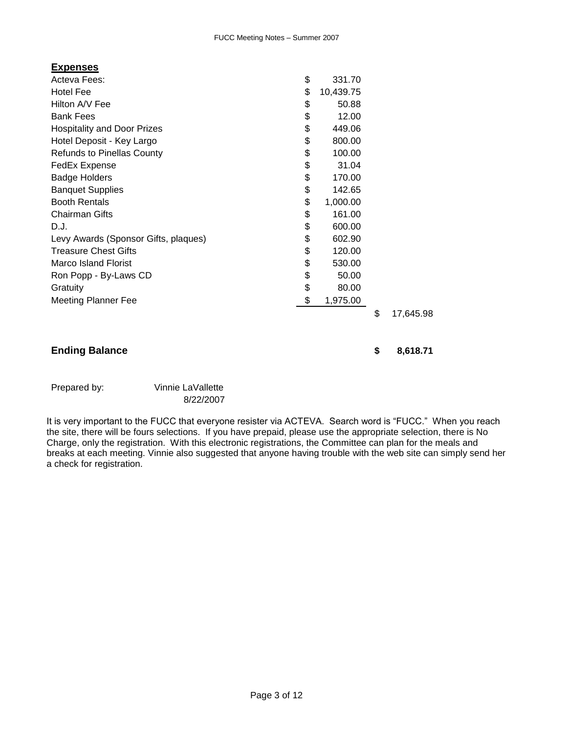**Expenses**

| | | |
|---|---|---|
| Acteva Fees: | $ 331.70 | |
| Hotel Fee | $ 10,439.75 | |
| Hilton A/V Fee | $ 50.88 | |
| Bank Fees | $ 12.00 | |
| Hospitality and Door Prizes | $ 449.06 | |
| Hotel Deposit - Key Largo | $ 800.00 | |
| Refunds to Pinellas County | $ 100.00 | |
| FedEx Expense | $ 31.04 | |
| Badge Holders | $ 170.00 | |
| Banquet Supplies | $ 142.65 | |
| Booth Rentals | $ 1,000.00 | |
| Chairman Gifts | $ 161.00 | |
| D.J. | $ 600.00 | |
| Levy Awards (Sponsor Gifts, plaques) | $ 602.90 | |
| Treasure Chest Gifts | $ 120.00 | |
| Marco Island Florist | $ 530.00 | |
| Ron Popp - By-Laws CD | $ 50.00 | |
| Gratuity | $ 80.00 | |
| Meeting Planner Fee | $ 1,975.00 | |
| | | $ 17,645.98 |

**Ending Balance** **$ 8,618.71**

Prepared by: Vinnie LaVallette
8/22/2007

It is very important to the FUCC that everyone resister via ACTEVA. Search word is "FUCC." When you reach the site, there will be fours selections. If you have prepaid, please use the appropriate selection, there is No Charge, only the registration. With this electronic registrations, the Committee can plan for the meals and breaks at each meeting. Vinnie also suggested that anyone having trouble with the web site can simply send her a check for registration.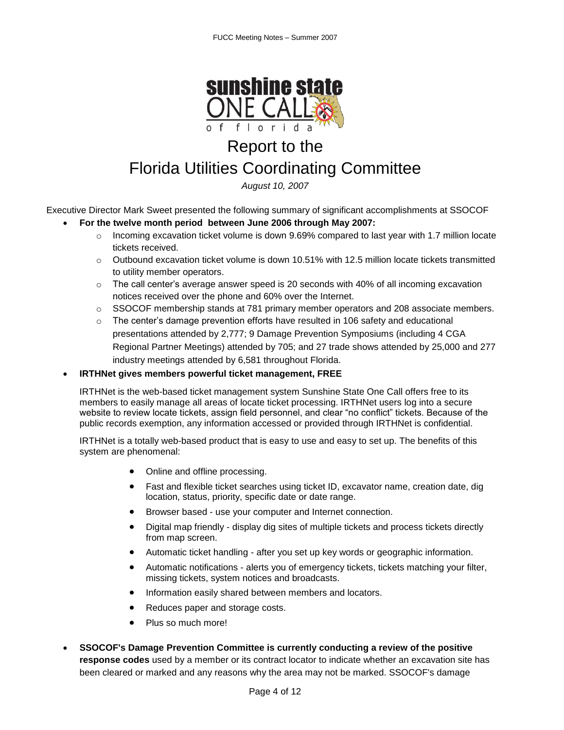# Report to the Florida Utilities Coordinating Committee

*August 10, 2007*

Executive Director Mark Sweet presented the following summary of significant accomplishments at SSOCOF

- **For the twelve month period between June 2006 through May 2007:**
  - Incoming excavation ticket volume is down 9.69% compared to last year with 1.7 million locate tickets received.
  - Outbound excavation ticket volume is down 10.51% with 12.5 million locate tickets transmitted to utility member operators.
  - The call center's average answer speed is 20 seconds with 40% of all incoming excavation notices received over the phone and 60% over the Internet.
  - SSOCOF membership stands at 781 primary member operators and 208 associate members.
  - The center's damage prevention efforts have resulted in 106 safety and educational presentations attended by 2,777; 9 Damage Prevention Symposiums (including 4 CGA Regional Partner Meetings) attended by 705; and 27 trade shows attended by 25,000 and 277 industry meetings attended by 6,581 throughout Florida.
- **IRTHNet gives members powerful ticket management, FREE**

  IRTHNet is the web-based ticket management system Sunshine State One Call offers free to its members to easily manage all areas of locate ticket processing. IRTHNet users log into a secure website to review locate tickets, assign field personnel, and clear "no conflict" tickets. Because of the public records exemption, any information accessed or provided through IRTHNet is confidential.

  IRTHNet is a totally web-based product that is easy to use and easy to set up. The benefits of this system are phenomenal:

  - Online and offline processing.
  - Fast and flexible ticket searches using ticket ID, excavator name, creation date, dig location, status, priority, specific date or date range.
  - Browser based - use your computer and Internet connection.
  - Digital map friendly - display dig sites of multiple tickets and process tickets directly from map screen.
  - Automatic ticket handling - after you set up key words or geographic information.
  - Automatic notifications - alerts you of emergency tickets, tickets matching your filter, missing tickets, system notices and broadcasts.
  - Information easily shared between members and locators.
  - Reduces paper and storage costs.
  - Plus so much more!
- **SSOCOF's Damage Prevention Committee is currently conducting a review of the positive response codes** used by a member or its contract locator to indicate whether an excavation site has been cleared or marked and any reasons why the area may not be marked. SSOCOF's damage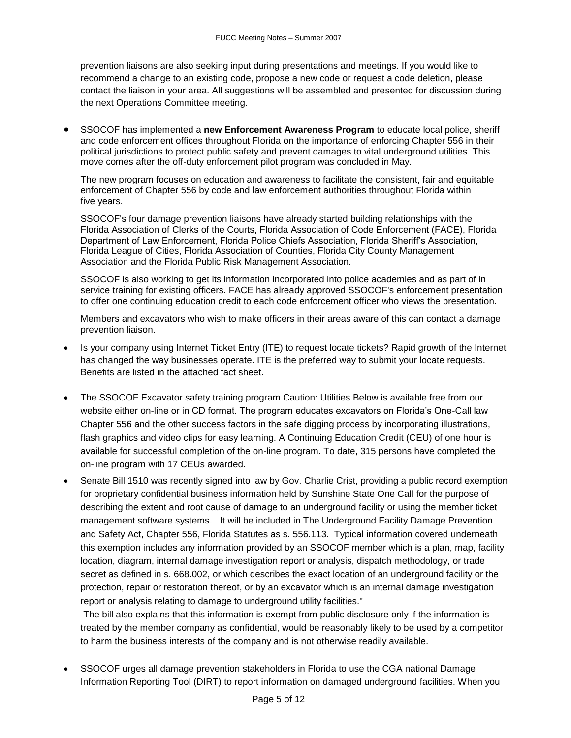prevention liaisons are also seeking input during presentations and meetings. If you would like to recommend a change to an existing code, propose a new code or request a code deletion, please contact the liaison in your area. All suggestions will be assembled and presented for discussion during the next Operations Committee meeting.

- SSOCOF has implemented a **new Enforcement Awareness Program** to educate local police, sheriff and code enforcement offices throughout Florida on the importance of enforcing Chapter 556 in their political jurisdictions to protect public safety and prevent damages to vital underground utilities. This move comes after the off-duty enforcement pilot program was concluded in May.

  The new program focuses on education and awareness to facilitate the consistent, fair and equitable enforcement of Chapter 556 by code and law enforcement authorities throughout Florida within five years.

  SSOCOF's four damage prevention liaisons have already started building relationships with the Florida Association of Clerks of the Courts, Florida Association of Code Enforcement (FACE), Florida Department of Law Enforcement, Florida Police Chiefs Association, Florida Sheriff's Association, Florida League of Cities, Florida Association of Counties, Florida City County Management Association and the Florida Public Risk Management Association.

  SSOCOF is also working to get its information incorporated into police academies and as part of in service training for existing officers. FACE has already approved SSOCOF's enforcement presentation to offer one continuing education credit to each code enforcement officer who views the presentation.

  Members and excavators who wish to make officers in their areas aware of this can contact a damage prevention liaison.

- Is your company using Internet Ticket Entry (ITE) to request locate tickets? Rapid growth of the Internet has changed the way businesses operate. ITE is the preferred way to submit your locate requests. Benefits are listed in the attached fact sheet.

- The SSOCOF Excavator safety training program Caution: Utilities Below is available free from our website either on-line or in CD format. The program educates excavators on Florida's One-Call law Chapter 556 and the other success factors in the safe digging process by incorporating illustrations, flash graphics and video clips for easy learning. A Continuing Education Credit (CEU) of one hour is available for successful completion of the on-line program. To date, 315 persons have completed the on-line program with 17 CEUs awarded.

- Senate Bill 1510 was recently signed into law by Gov. Charlie Crist, providing a public record exemption for proprietary confidential business information held by Sunshine State One Call for the purpose of describing the extent and root cause of damage to an underground facility or using the member ticket management software systems. It will be included in The Underground Facility Damage Prevention and Safety Act, Chapter 556, Florida Statutes as s. 556.113. Typical information covered underneath this exemption includes any information provided by an SSOCOF member which is a plan, map, facility location, diagram, internal damage investigation report or analysis, dispatch methodology, or trade secret as defined in s. 668.002, or which describes the exact location of an underground facility or the protection, repair or restoration thereof, or by an excavator which is an internal damage investigation report or analysis relating to damage to underground utility facilities."

  The bill also explains that this information is exempt from public disclosure only if the information is treated by the member company as confidential, would be reasonably likely to be used by a competitor to harm the business interests of the company and is not otherwise readily available.

- SSOCOF urges all damage prevention stakeholders in Florida to use the CGA national Damage Information Reporting Tool (DIRT) to report information on damaged underground facilities. When you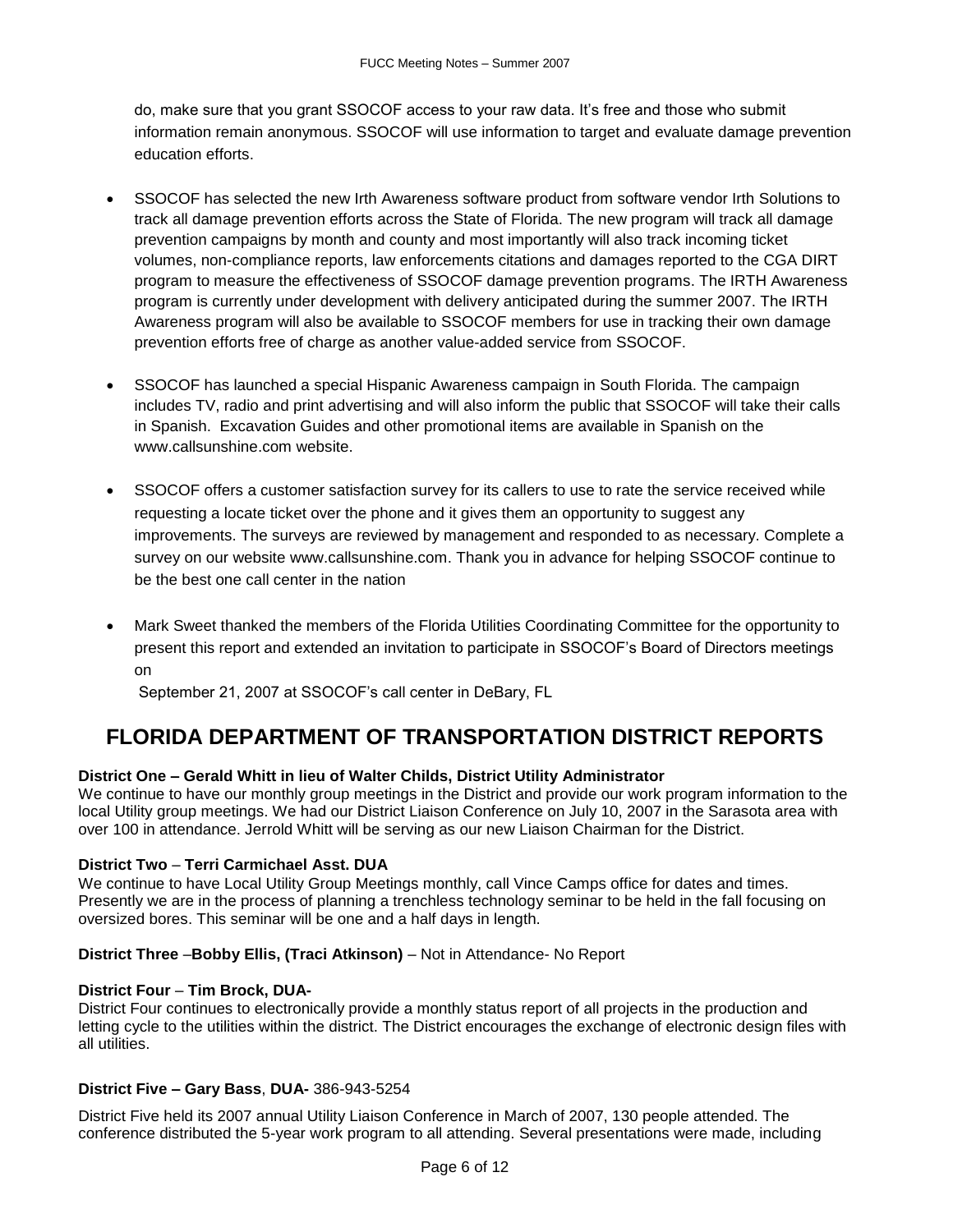do, make sure that you grant SSOCOF access to your raw data. It's free and those who submit information remain anonymous. SSOCOF will use information to target and evaluate damage prevention education efforts.

- SSOCOF has selected the new Irth Awareness software product from software vendor Irth Solutions to track all damage prevention efforts across the State of Florida. The new program will track all damage prevention campaigns by month and county and most importantly will also track incoming ticket volumes, non-compliance reports, law enforcements citations and damages reported to the CGA DIRT program to measure the effectiveness of SSOCOF damage prevention programs. The IRTH Awareness program is currently under development with delivery anticipated during the summer 2007. The IRTH Awareness program will also be available to SSOCOF members for use in tracking their own damage prevention efforts free of charge as another value-added service from SSOCOF.

- SSOCOF has launched a special Hispanic Awareness campaign in South Florida. The campaign includes TV, radio and print advertising and will also inform the public that SSOCOF will take their calls in Spanish. Excavation Guides and other promotional items are available in Spanish on the www.callsunshine.com website.

- SSOCOF offers a customer satisfaction survey for its callers to use to rate the service received while requesting a locate ticket over the phone and it gives them an opportunity to suggest any improvements. The surveys are reviewed by management and responded to as necessary. Complete a survey on our website www.callsunshine.com. Thank you in advance for helping SSOCOF continue to be the best one call center in the nation

- Mark Sweet thanked the members of the Florida Utilities Coordinating Committee for the opportunity to present this report and extended an invitation to participate in SSOCOF's Board of Directors meetings on
  September 21, 2007 at SSOCOF's call center in DeBary, FL

## FLORIDA DEPARTMENT OF TRANSPORTATION DISTRICT REPORTS

**District One – Gerald Whitt in lieu of Walter Childs, District Utility Administrator**
We continue to have our monthly group meetings in the District and provide our work program information to the local Utility group meetings. We had our District Liaison Conference on July 10, 2007 in the Sarasota area with over 100 in attendance. Jerrold Whitt will be serving as our new Liaison Chairman for the District.

**District Two – Terri Carmichael Asst. DUA**
We continue to have Local Utility Group Meetings monthly, call Vince Camps office for dates and times. Presently we are in the process of planning a trenchless technology seminar to be held in the fall focusing on oversized bores. This seminar will be one and a half days in length.

**District Three –Bobby Ellis, (Traci Atkinson)** – Not in Attendance- No Report

**District Four – Tim Brock, DUA-**
District Four continues to electronically provide a monthly status report of all projects in the production and letting cycle to the utilities within the district. The District encourages the exchange of electronic design files with all utilities.

**District Five – Gary Bass, DUA-** 386-943-5254

District Five held its 2007 annual Utility Liaison Conference in March of 2007, 130 people attended. The conference distributed the 5-year work program to all attending. Several presentations were made, including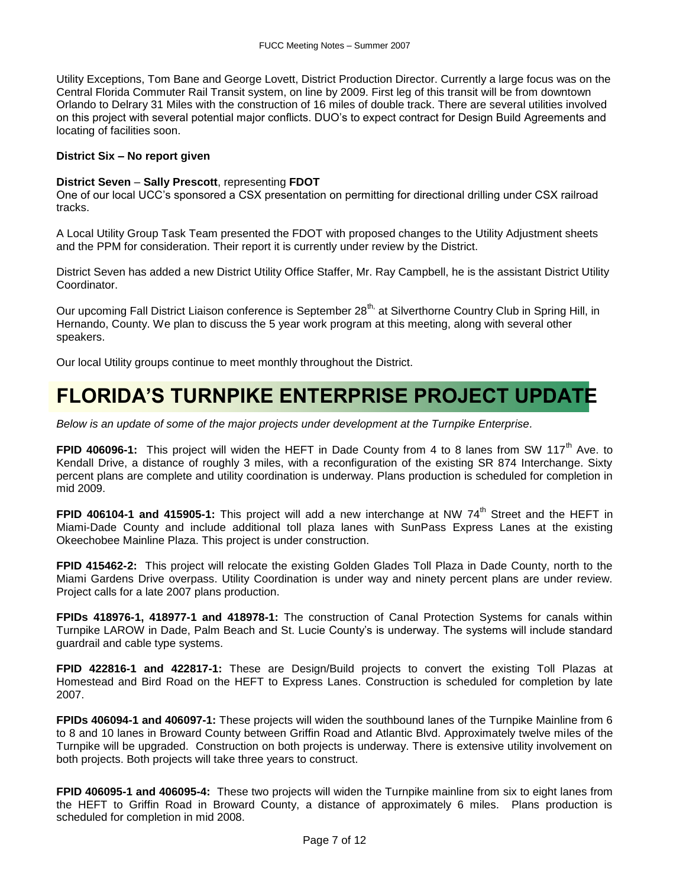Utility Exceptions, Tom Bane and George Lovett, District Production Director. Currently a large focus was on the Central Florida Commuter Rail Transit system, on line by 2009. First leg of this transit will be from downtown Orlando to Delrary 31 Miles with the construction of 16 miles of double track. There are several utilities involved on this project with several potential major conflicts. DUO's to expect contract for Design Build Agreements and locating of facilities soon.

**District Six – No report given**

**District Seven** – **Sally Prescott**, representing **FDOT**

One of our local UCC's sponsored a CSX presentation on permitting for directional drilling under CSX railroad tracks.

A Local Utility Group Task Team presented the FDOT with proposed changes to the Utility Adjustment sheets and the PPM for consideration. Their report it is currently under review by the District.

District Seven has added a new District Utility Office Staffer, Mr. Ray Campbell, he is the assistant District Utility Coordinator.

Our upcoming Fall District Liaison conference is September 28th, at Silverthorne Country Club in Spring Hill, in Hernando, County. We plan to discuss the 5 year work program at this meeting, along with several other speakers.

Our local Utility groups continue to meet monthly throughout the District.

# FLORIDA'S TURNPIKE ENTERPRISE PROJECT UPDATE

*Below is an update of some of the major projects under development at the Turnpike Enterprise.*

**FPID 406096-1:** This project will widen the HEFT in Dade County from 4 to 8 lanes from SW 117th Ave. to Kendall Drive, a distance of roughly 3 miles, with a reconfiguration of the existing SR 874 Interchange. Sixty percent plans are complete and utility coordination is underway. Plans production is scheduled for completion in mid 2009.

**FPID 406104-1 and 415905-1:** This project will add a new interchange at NW 74th Street and the HEFT in Miami-Dade County and include additional toll plaza lanes with SunPass Express Lanes at the existing Okeechobee Mainline Plaza. This project is under construction.

**FPID 415462-2:** This project will relocate the existing Golden Glades Toll Plaza in Dade County, north to the Miami Gardens Drive overpass. Utility Coordination is under way and ninety percent plans are under review. Project calls for a late 2007 plans production.

**FPIDs 418976-1, 418977-1 and 418978-1:** The construction of Canal Protection Systems for canals within Turnpike LAROW in Dade, Palm Beach and St. Lucie County's is underway. The systems will include standard guardrail and cable type systems.

**FPID 422816-1 and 422817-1:** These are Design/Build projects to convert the existing Toll Plazas at Homestead and Bird Road on the HEFT to Express Lanes. Construction is scheduled for completion by late 2007.

**FPIDs 406094-1 and 406097-1:** These projects will widen the southbound lanes of the Turnpike Mainline from 6 to 8 and 10 lanes in Broward County between Griffin Road and Atlantic Blvd. Approximately twelve miles of the Turnpike will be upgraded. Construction on both projects is underway. There is extensive utility involvement on both projects. Both projects will take three years to construct.

**FPID 406095-1 and 406095-4:** These two projects will widen the Turnpike mainline from six to eight lanes from the HEFT to Griffin Road in Broward County, a distance of approximately 6 miles. Plans production is scheduled for completion in mid 2008.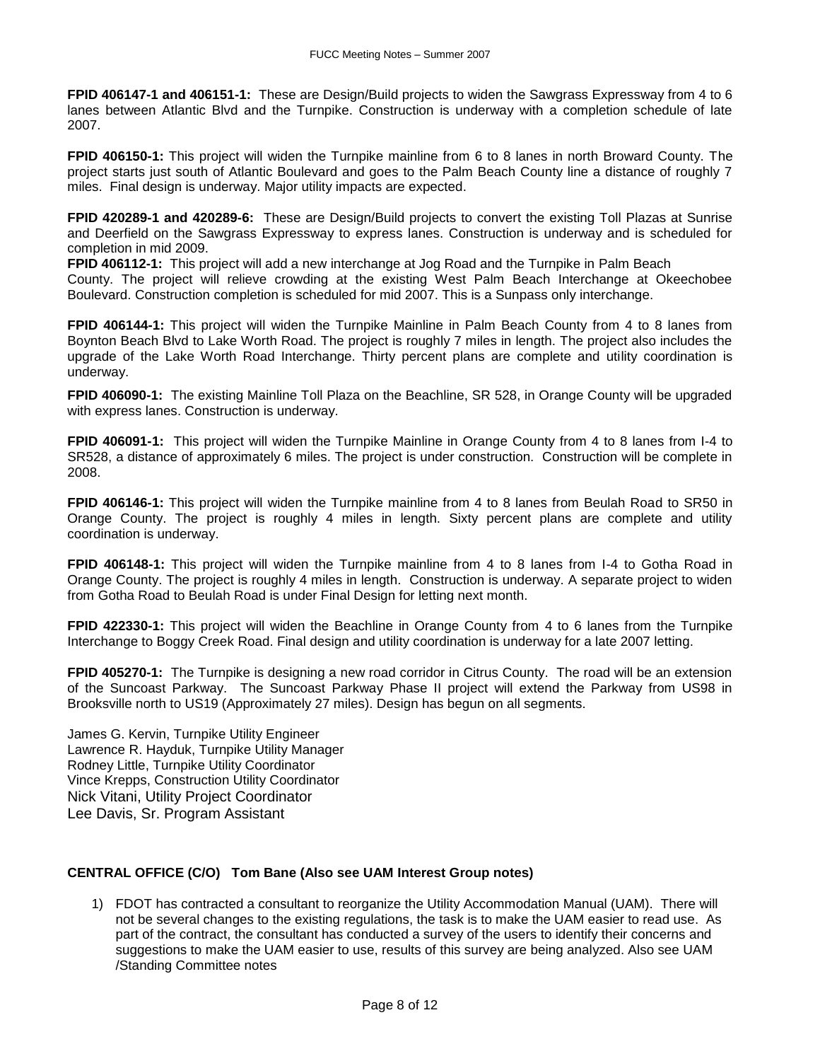**FPID 406147-1 and 406151-1:** These are Design/Build projects to widen the Sawgrass Expressway from 4 to 6 lanes between Atlantic Blvd and the Turnpike. Construction is underway with a completion schedule of late 2007.

**FPID 406150-1:** This project will widen the Turnpike mainline from 6 to 8 lanes in north Broward County. The project starts just south of Atlantic Boulevard and goes to the Palm Beach County line a distance of roughly 7 miles. Final design is underway. Major utility impacts are expected.

**FPID 420289-1 and 420289-6:** These are Design/Build projects to convert the existing Toll Plazas at Sunrise and Deerfield on the Sawgrass Expressway to express lanes. Construction is underway and is scheduled for completion in mid 2009.
**FPID 406112-1:** This project will add a new interchange at Jog Road and the Turnpike in Palm Beach County. The project will relieve crowding at the existing West Palm Beach Interchange at Okeechobee Boulevard. Construction completion is scheduled for mid 2007. This is a Sunpass only interchange.

**FPID 406144-1:** This project will widen the Turnpike Mainline in Palm Beach County from 4 to 8 lanes from Boynton Beach Blvd to Lake Worth Road. The project is roughly 7 miles in length. The project also includes the upgrade of the Lake Worth Road Interchange. Thirty percent plans are complete and utility coordination is underway.

**FPID 406090-1:** The existing Mainline Toll Plaza on the Beachline, SR 528, in Orange County will be upgraded with express lanes. Construction is underway.

**FPID 406091-1:** This project will widen the Turnpike Mainline in Orange County from 4 to 8 lanes from I-4 to SR528, a distance of approximately 6 miles. The project is under construction. Construction will be complete in 2008.

**FPID 406146-1:** This project will widen the Turnpike mainline from 4 to 8 lanes from Beulah Road to SR50 in Orange County. The project is roughly 4 miles in length. Sixty percent plans are complete and utility coordination is underway.

**FPID 406148-1:** This project will widen the Turnpike mainline from 4 to 8 lanes from I-4 to Gotha Road in Orange County. The project is roughly 4 miles in length. Construction is underway. A separate project to widen from Gotha Road to Beulah Road is under Final Design for letting next month.

**FPID 422330-1:** This project will widen the Beachline in Orange County from 4 to 6 lanes from the Turnpike Interchange to Boggy Creek Road. Final design and utility coordination is underway for a late 2007 letting.

**FPID 405270-1:** The Turnpike is designing a new road corridor in Citrus County. The road will be an extension of the Suncoast Parkway. The Suncoast Parkway Phase II project will extend the Parkway from US98 in Brooksville north to US19 (Approximately 27 miles). Design has begun on all segments.

James G. Kervin, Turnpike Utility Engineer
Lawrence R. Hayduk, Turnpike Utility Manager
Rodney Little, Turnpike Utility Coordinator
Vince Krepps, Construction Utility Coordinator
Nick Vitani, Utility Project Coordinator
Lee Davis, Sr. Program Assistant

**CENTRAL OFFICE (C/O) Tom Bane (Also see UAM Interest Group notes)**

1) FDOT has contracted a consultant to reorganize the Utility Accommodation Manual (UAM). There will not be several changes to the existing regulations, the task is to make the UAM easier to read use. As part of the contract, the consultant has conducted a survey of the users to identify their concerns and suggestions to make the UAM easier to use, results of this survey are being analyzed. Also see UAM /Standing Committee notes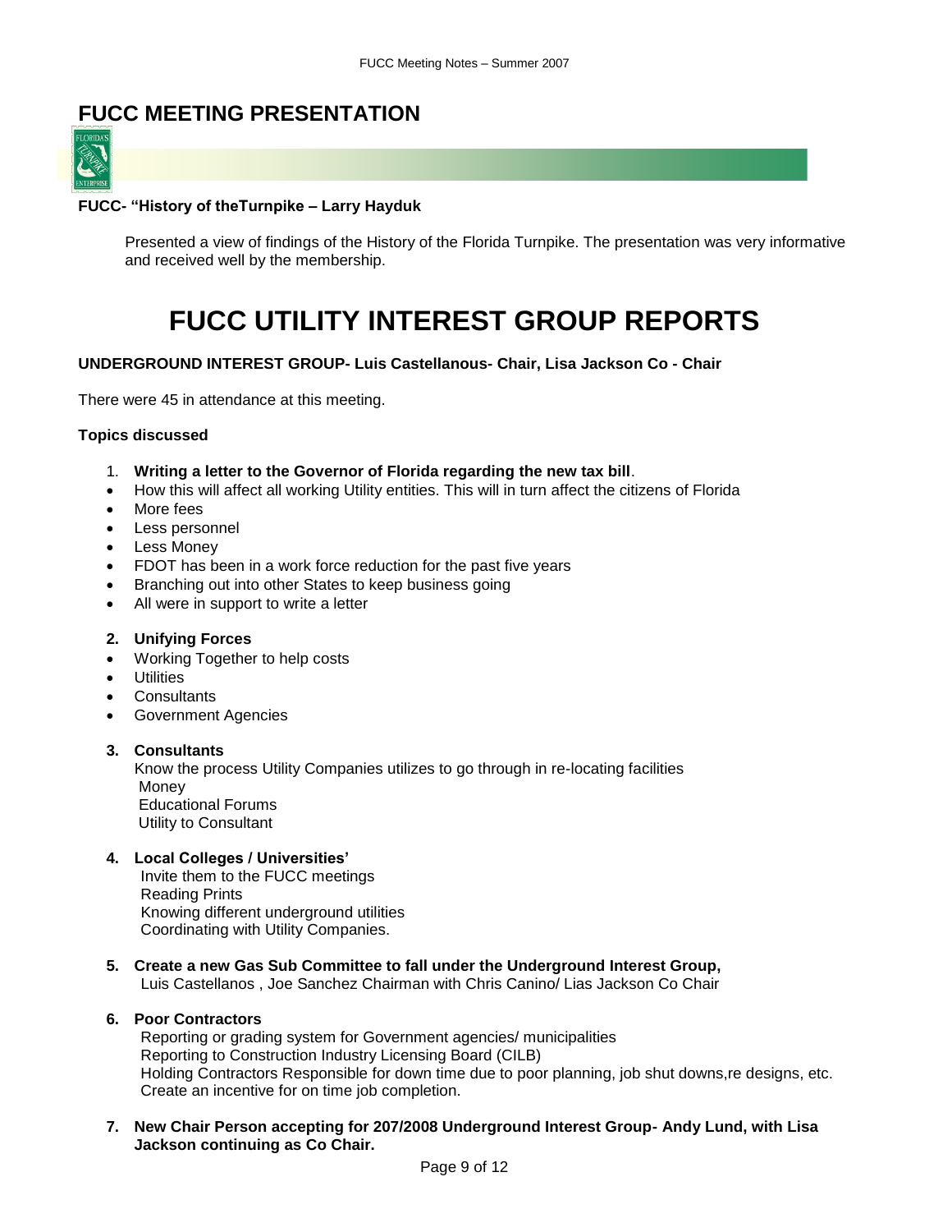# FUCC MEETING PRESENTATION

**FUCC- "History of theTurnpike – Larry Hayduk**

Presented a view of findings of the History of the Florida Turnpike. The presentation was very informative and received well by the membership.

# FUCC UTILITY INTEREST GROUP REPORTS

**UNDERGROUND INTEREST GROUP- Luis Castellanous- Chair, Lisa Jackson Co - Chair**

There were 45 in attendance at this meeting.

**Topics discussed**

1. **Writing a letter to the Governor of Florida regarding the new tax bill**.

- How this will affect all working Utility entities. This will in turn affect the citizens of Florida
- More fees
- Less personnel
- Less Money
- FDOT has been in a work force reduction for the past five years
- Branching out into other States to keep business going
- All were in support to write a letter

2. **Unifying Forces**

- Working Together to help costs
- Utilities
- Consultants
- Government Agencies

3. **Consultants**

   Know the process Utility Companies utilizes to go through in re-locating facilities
   Money
   Educational Forums
   Utility to Consultant

4. **Local Colleges / Universities'**

   Invite them to the FUCC meetings
   Reading Prints
   Knowing different underground utilities
   Coordinating with Utility Companies.

5. **Create a new Gas Sub Committee to fall under the Underground Interest Group,**

   Luis Castellanos , Joe Sanchez Chairman with Chris Canino/ Lias Jackson Co Chair

6. **Poor Contractors**

   Reporting or grading system for Government agencies/ municipalities
   Reporting to Construction Industry Licensing Board (CILB)
   Holding Contractors Responsible for down time due to poor planning, job shut downs,re designs, etc.
   Create an incentive for on time job completion.

7. **New Chair Person accepting for 207/2008 Underground Interest Group- Andy Lund, with Lisa Jackson continuing as Co Chair.**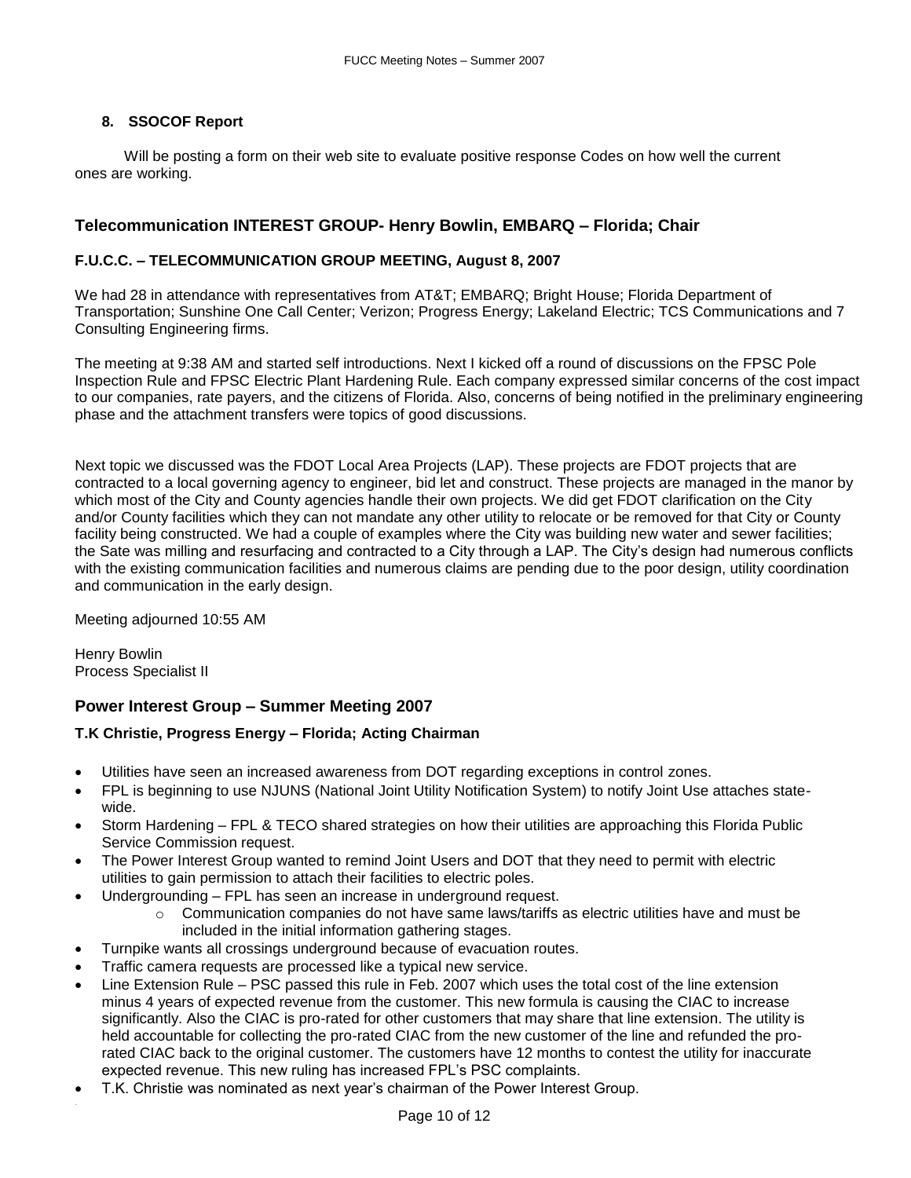### 8. SSOCOF Report

Will be posting a form on their web site to evaluate positive response Codes on how well the current ones are working.

## Telecommunication INTEREST GROUP- Henry Bowlin, EMBARQ – Florida; Chair

### F.U.C.C. – TELECOMMUNICATION GROUP MEETING, August 8, 2007

We had 28 in attendance with representatives from AT&T; EMBARQ; Bright House; Florida Department of Transportation; Sunshine One Call Center; Verizon; Progress Energy; Lakeland Electric; TCS Communications and 7 Consulting Engineering firms.

The meeting at 9:38 AM and started self introductions. Next I kicked off a round of discussions on the FPSC Pole Inspection Rule and FPSC Electric Plant Hardening Rule. Each company expressed similar concerns of the cost impact to our companies, rate payers, and the citizens of Florida. Also, concerns of being notified in the preliminary engineering phase and the attachment transfers were topics of good discussions.

Next topic we discussed was the FDOT Local Area Projects (LAP). These projects are FDOT projects that are contracted to a local governing agency to engineer, bid let and construct. These projects are managed in the manor by which most of the City and County agencies handle their own projects. We did get FDOT clarification on the City and/or County facilities which they can not mandate any other utility to relocate or be removed for that City or County facility being constructed. We had a couple of examples where the City was building new water and sewer facilities; the Sate was milling and resurfacing and contracted to a City through a LAP. The City's design had numerous conflicts with the existing communication facilities and numerous claims are pending due to the poor design, utility coordination and communication in the early design.

Meeting adjourned 10:55 AM

Henry Bowlin
Process Specialist II

## Power Interest Group – Summer Meeting 2007

### T.K Christie, Progress Energy – Florida; Acting Chairman

- Utilities have seen an increased awareness from DOT regarding exceptions in control zones.
- FPL is beginning to use NJUNS (National Joint Utility Notification System) to notify Joint Use attaches state-wide.
- Storm Hardening – FPL & TECO shared strategies on how their utilities are approaching this Florida Public Service Commission request.
- The Power Interest Group wanted to remind Joint Users and DOT that they need to permit with electric utilities to gain permission to attach their facilities to electric poles.
- Undergrounding – FPL has seen an increase in underground request.
  - Communication companies do not have same laws/tariffs as electric utilities have and must be included in the initial information gathering stages.
- Turnpike wants all crossings underground because of evacuation routes.
- Traffic camera requests are processed like a typical new service.
- Line Extension Rule – PSC passed this rule in Feb. 2007 which uses the total cost of the line extension minus 4 years of expected revenue from the customer. This new formula is causing the CIAC to increase significantly. Also the CIAC is pro-rated for other customers that may share that line extension. The utility is held accountable for collecting the pro-rated CIAC from the new customer of the line and refunded the pro-rated CIAC back to the original customer. The customers have 12 months to contest the utility for inaccurate expected revenue. This new ruling has increased FPL's PSC complaints.
- T.K. Christie was nominated as next year's chairman of the Power Interest Group.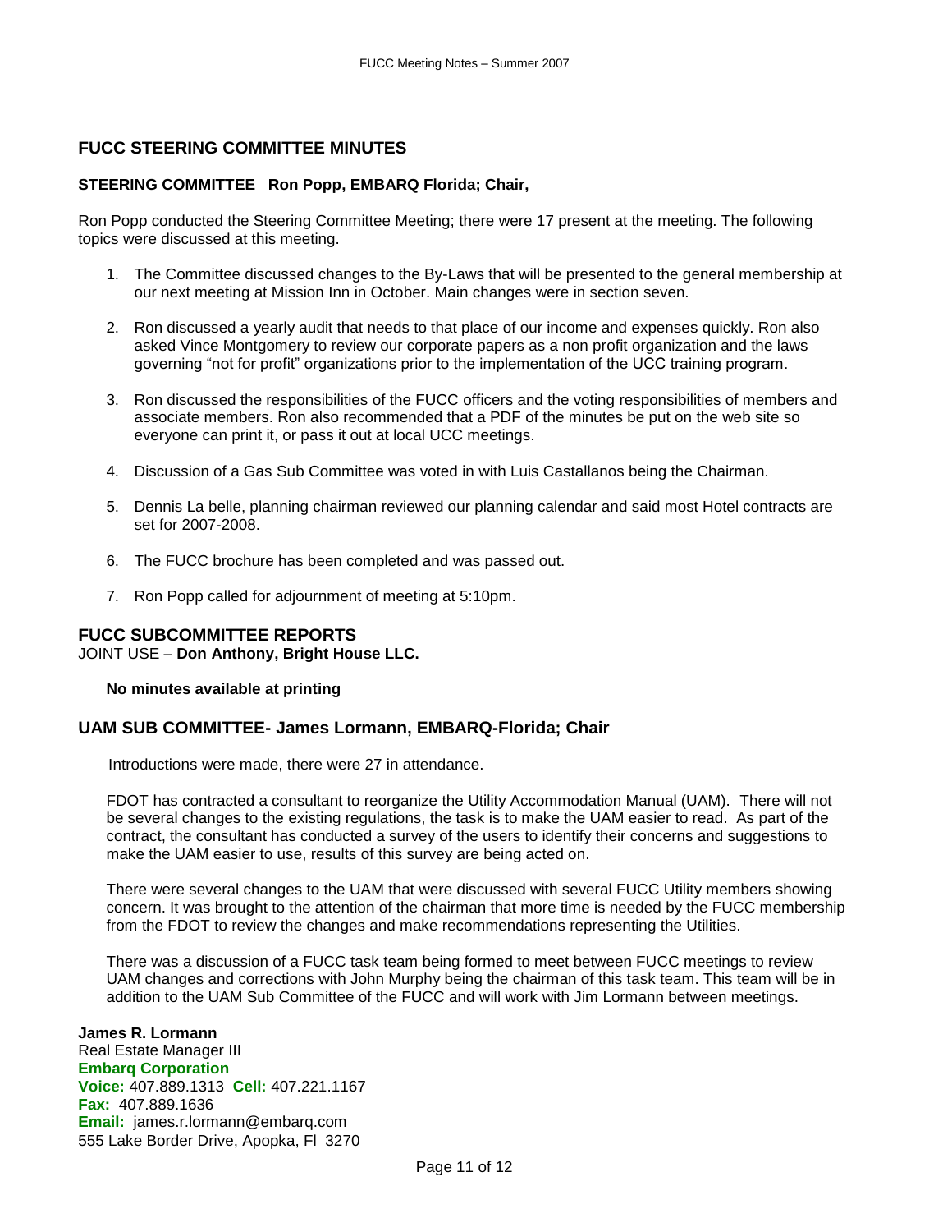## FUCC STEERING COMMITTEE MINUTES

**STEERING COMMITTEE Ron Popp, EMBARQ Florida; Chair,**

Ron Popp conducted the Steering Committee Meeting; there were 17 present at the meeting. The following topics were discussed at this meeting.

1. The Committee discussed changes to the By-Laws that will be presented to the general membership at our next meeting at Mission Inn in October. Main changes were in section seven.

2. Ron discussed a yearly audit that needs to that place of our income and expenses quickly. Ron also asked Vince Montgomery to review our corporate papers as a non profit organization and the laws governing "not for profit" organizations prior to the implementation of the UCC training program.

3. Ron discussed the responsibilities of the FUCC officers and the voting responsibilities of members and associate members. Ron also recommended that a PDF of the minutes be put on the web site so everyone can print it, or pass it out at local UCC meetings.

4. Discussion of a Gas Sub Committee was voted in with Luis Castallanos being the Chairman.

5. Dennis La belle, planning chairman reviewed our planning calendar and said most Hotel contracts are set for 2007-2008.

6. The FUCC brochure has been completed and was passed out.

7. Ron Popp called for adjournment of meeting at 5:10pm.

## FUCC SUBCOMMITTEE REPORTS

JOINT USE – **Don Anthony, Bright House LLC.**

**No minutes available at printing**

## UAM SUB COMMITTEE- James Lormann, EMBARQ-Florida; Chair

Introductions were made, there were 27 in attendance.

FDOT has contracted a consultant to reorganize the Utility Accommodation Manual (UAM). There will not be several changes to the existing regulations, the task is to make the UAM easier to read. As part of the contract, the consultant has conducted a survey of the users to identify their concerns and suggestions to make the UAM easier to use, results of this survey are being acted on.

There were several changes to the UAM that were discussed with several FUCC Utility members showing concern. It was brought to the attention of the chairman that more time is needed by the FUCC membership from the FDOT to review the changes and make recommendations representing the Utilities.

There was a discussion of a FUCC task team being formed to meet between FUCC meetings to review UAM changes and corrections with John Murphy being the chairman of this task team. This team will be in addition to the UAM Sub Committee of the FUCC and will work with Jim Lormann between meetings.

**James R. Lormann**
Real Estate Manager III
**Embarq Corporation**
**Voice:** 407.889.1313 **Cell:** 407.221.1167
**Fax:** 407.889.1636
**Email:** james.r.lormann@embarq.com
555 Lake Border Drive, Apopka, Fl 3270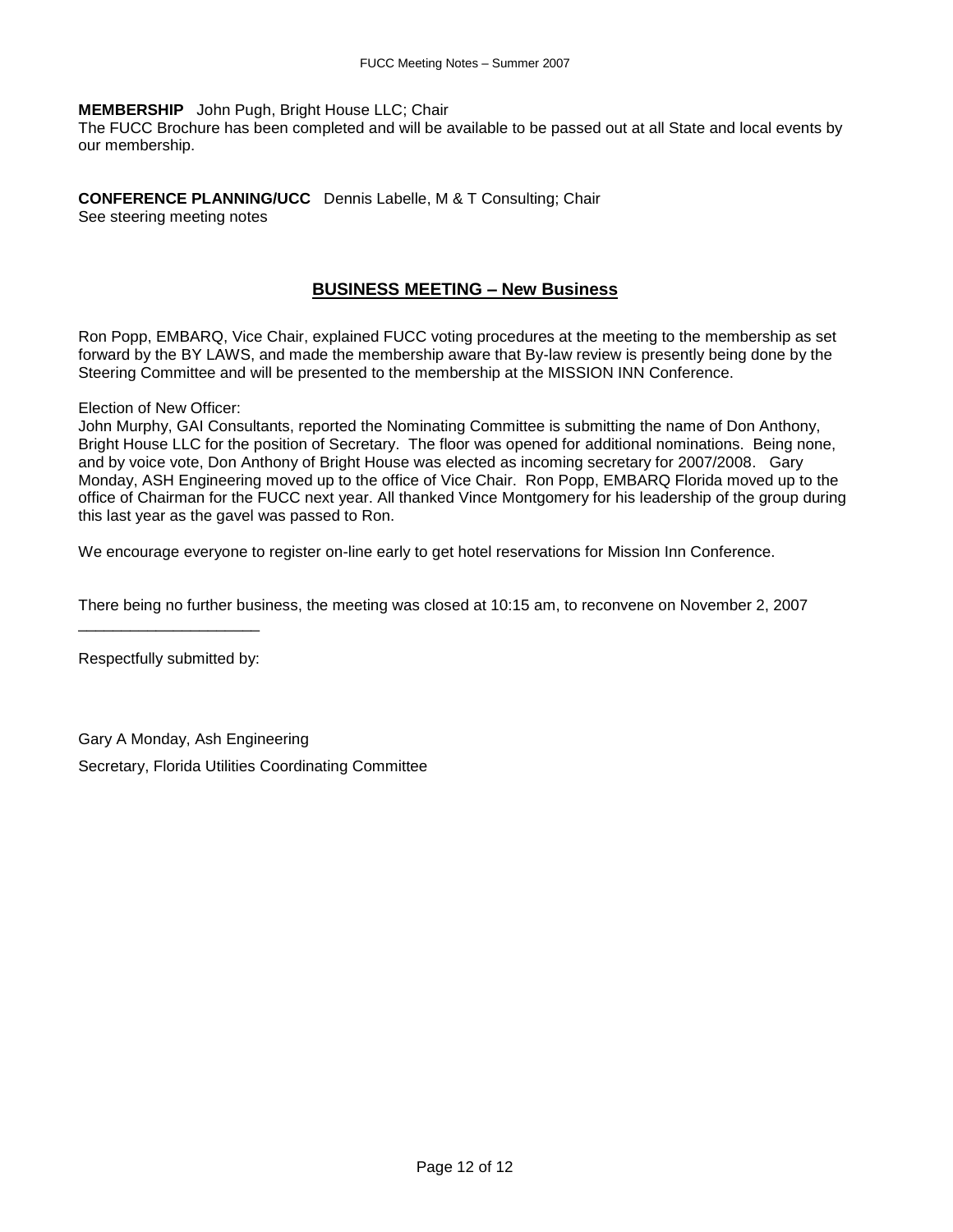**MEMBERSHIP** John Pugh, Bright House LLC; Chair
The FUCC Brochure has been completed and will be available to be passed out at all State and local events by our membership.

**CONFERENCE PLANNING/UCC** Dennis Labelle, M & T Consulting; Chair
See steering meeting notes

## BUSINESS MEETING – New Business

Ron Popp, EMBARQ, Vice Chair, explained FUCC voting procedures at the meeting to the membership as set forward by the BY LAWS, and made the membership aware that By-law review is presently being done by the Steering Committee and will be presented to the membership at the MISSION INN Conference.

Election of New Officer:
John Murphy, GAI Consultants, reported the Nominating Committee is submitting the name of Don Anthony, Bright House LLC for the position of Secretary. The floor was opened for additional nominations. Being none, and by voice vote, Don Anthony of Bright House was elected as incoming secretary for 2007/2008. Gary Monday, ASH Engineering moved up to the office of Vice Chair. Ron Popp, EMBARQ Florida moved up to the office of Chairman for the FUCC next year. All thanked Vince Montgomery for his leadership of the group during this last year as the gavel was passed to Ron.

We encourage everyone to register on-line early to get hotel reservations for Mission Inn Conference.

There being no further business, the meeting was closed at 10:15 am, to reconvene on November 2, 2007

\_\_\_\_\_\_\_\_\_\_\_\_\_\_\_\_\_\_\_\_\_

Respectfully submitted by:

Gary A Monday, Ash Engineering

Secretary, Florida Utilities Coordinating Committee